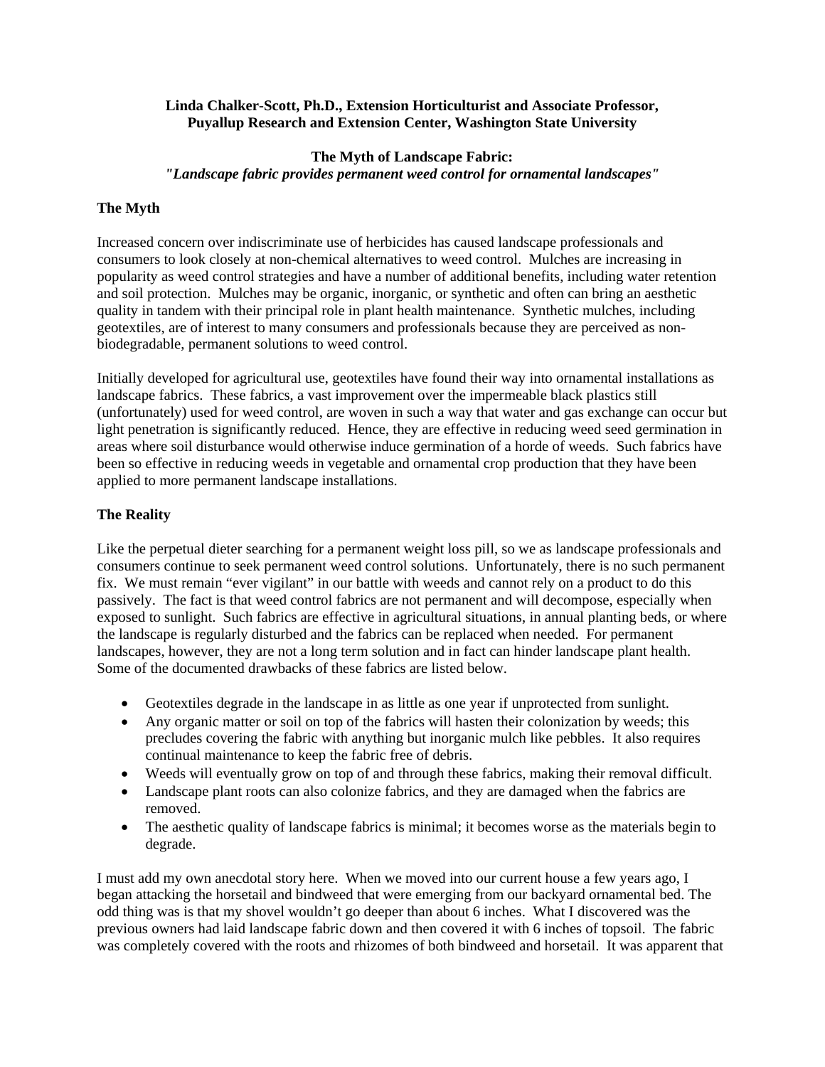**Linda Chalker-Scott, Ph.D., Extension Horticulturist and Associate Professor, Puyallup Research and Extension Center, Washington State University**

# The Myth of Landscape Fabric:

***"Landscape fabric provides permanent weed control for ornamental landscapes"***

## The Myth

Increased concern over indiscriminate use of herbicides has caused landscape professionals and consumers to look closely at non-chemical alternatives to weed control. Mulches are increasing in popularity as weed control strategies and have a number of additional benefits, including water retention and soil protection. Mulches may be organic, inorganic, or synthetic and often can bring an aesthetic quality in tandem with their principal role in plant health maintenance. Synthetic mulches, including geotextiles, are of interest to many consumers and professionals because they are perceived as non-biodegradable, permanent solutions to weed control.

Initially developed for agricultural use, geotextiles have found their way into ornamental installations as landscape fabrics. These fabrics, a vast improvement over the impermeable black plastics still (unfortunately) used for weed control, are woven in such a way that water and gas exchange can occur but light penetration is significantly reduced. Hence, they are effective in reducing weed seed germination in areas where soil disturbance would otherwise induce germination of a horde of weeds. Such fabrics have been so effective in reducing weeds in vegetable and ornamental crop production that they have been applied to more permanent landscape installations.

## The Reality

Like the perpetual dieter searching for a permanent weight loss pill, so we as landscape professionals and consumers continue to seek permanent weed control solutions. Unfortunately, there is no such permanent fix. We must remain "ever vigilant" in our battle with weeds and cannot rely on a product to do this passively. The fact is that weed control fabrics are not permanent and will decompose, especially when exposed to sunlight. Such fabrics are effective in agricultural situations, in annual planting beds, or where the landscape is regularly disturbed and the fabrics can be replaced when needed. For permanent landscapes, however, they are not a long term solution and in fact can hinder landscape plant health. Some of the documented drawbacks of these fabrics are listed below.

- Geotextiles degrade in the landscape in as little as one year if unprotected from sunlight.
- Any organic matter or soil on top of the fabrics will hasten their colonization by weeds; this precludes covering the fabric with anything but inorganic mulch like pebbles. It also requires continual maintenance to keep the fabric free of debris.
- Weeds will eventually grow on top of and through these fabrics, making their removal difficult.
- Landscape plant roots can also colonize fabrics, and they are damaged when the fabrics are removed.
- The aesthetic quality of landscape fabrics is minimal; it becomes worse as the materials begin to degrade.

I must add my own anecdotal story here. When we moved into our current house a few years ago, I began attacking the horsetail and bindweed that were emerging from our backyard ornamental bed. The odd thing was is that my shovel wouldn't go deeper than about 6 inches. What I discovered was the previous owners had laid landscape fabric down and then covered it with 6 inches of topsoil. The fabric was completely covered with the roots and rhizomes of both bindweed and horsetail. It was apparent that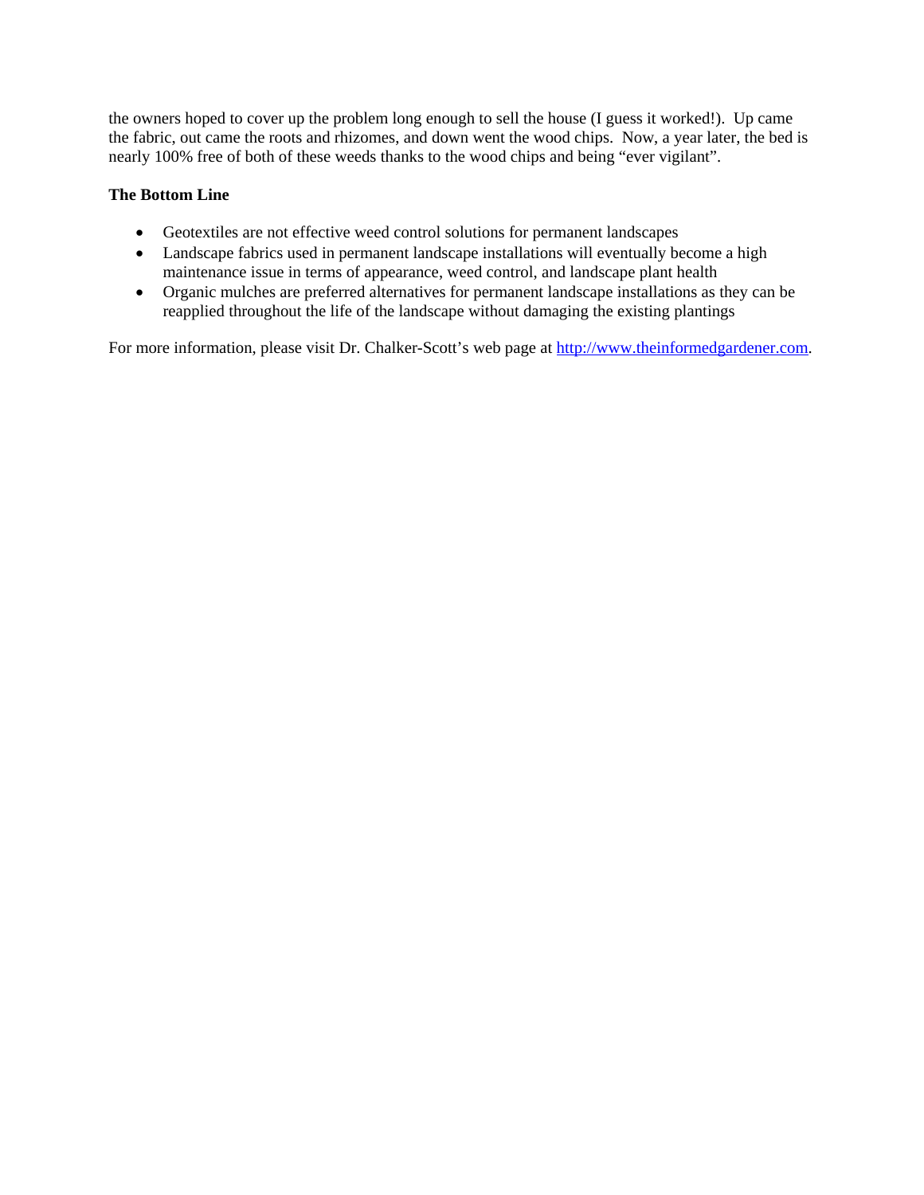the owners hoped to cover up the problem long enough to sell the house (I guess it worked!). Up came the fabric, out came the roots and rhizomes, and down went the wood chips. Now, a year later, the bed is nearly 100% free of both of these weeds thanks to the wood chips and being "ever vigilant".

**The Bottom Line**

- Geotextiles are not effective weed control solutions for permanent landscapes
- Landscape fabrics used in permanent landscape installations will eventually become a high maintenance issue in terms of appearance, weed control, and landscape plant health
- Organic mulches are preferred alternatives for permanent landscape installations as they can be reapplied throughout the life of the landscape without damaging the existing plantings

For more information, please visit Dr. Chalker-Scott's web page at [http://www.theinformedgardener.com](http://www.theinformedgardener.com).